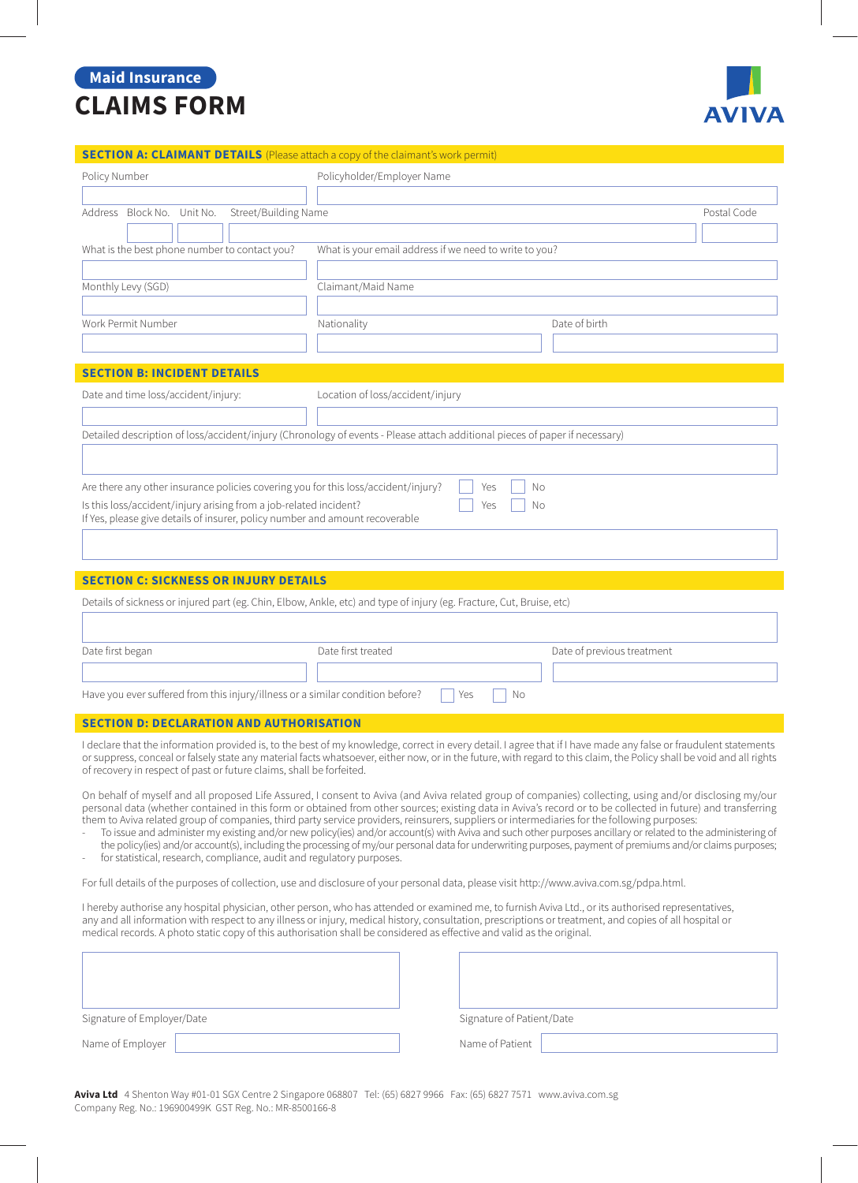Maid Insurance

# CLAIMS FORM

AVIVA

## SECTION A: CLAIMANT DETAILS (Please attach a copy of the claimant's work permit)

Policy Number

Policyholder/Employer Name

Address Block No. Unit No. Street/Building Name

Postal Code

What is the best phone number to contact you?

What is your email address if we need to write to you?

Monthly Levy (SGD)

Claimant/Maid Name

Work Permit Number

Nationality

Date of birth

## SECTION B: INCIDENT DETAILS

Date and time loss/accident/injury:

Location of loss/accident/injury

Detailed description of loss/accident/injury (Chronology of events - Please attach additional pieces of paper if necessary)

Are there any other insurance policies covering you for this loss/accident/injury? ☐ Yes ☐ No

Is this loss/accident/injury arising from a job-related incident? ☐ Yes ☐ No

If Yes, please give details of insurer, policy number and amount recoverable

## SECTION C: SICKNESS OR INJURY DETAILS

Details of sickness or injured part (eg. Chin, Elbow, Ankle, etc) and type of injury (eg. Fracture, Cut, Bruise, etc)

Date first began

Date first treated

Date of previous treatment

Have you ever suffered from this injury/illness or a similar condition before? ☐ Yes ☐ No

## SECTION D: DECLARATION AND AUTHORISATION

I declare that the information provided is, to the best of my knowledge, correct in every detail. I agree that if I have made any false or fraudulent statements or suppress, conceal or falsely state any material facts whatsoever, either now, or in the future, with regard to this claim, the Policy shall be void and all rights of recovery in respect of past or future claims, shall be forfeited.

On behalf of myself and all proposed Life Assured, I consent to Aviva (and Aviva related group of companies) collecting, using and/or disclosing my/our personal data (whether contained in this form or obtained from other sources; existing data in Aviva's record or to be collected in future) and transferring them to Aviva related group of companies, third party service providers, reinsurers, suppliers or intermediaries for the following purposes:

- To issue and administer my existing and/or new policy(ies) and/or account(s) with Aviva and such other purposes ancillary or related to the administering of the policy(ies) and/or account(s), including the processing of my/our personal data for underwriting purposes, payment of premiums and/or claims purposes;
- for statistical, research, compliance, audit and regulatory purposes.

For full details of the purposes of collection, use and disclosure of your personal data, please visit http://www.aviva.com.sg/pdpa.html.

I hereby authorise any hospital physician, other person, who has attended or examined me, to furnish Aviva Ltd., or its authorised representatives, any and all information with respect to any illness or injury, medical history, consultation, prescriptions or treatment, and copies of all hospital or medical records. A photo static copy of this authorisation shall be considered as effective and valid as the original.

Signature of Employer/Date

Name of Employer

Signature of Patient/Date

Name of Patient

**Aviva Ltd** 4 Shenton Way #01-01 SGX Centre 2 Singapore 068807 Tel: (65) 6827 9966 Fax: (65) 6827 7571 www.aviva.com.sg
Company Reg. No.: 196900499K GST Reg. No.: MR-8500166-8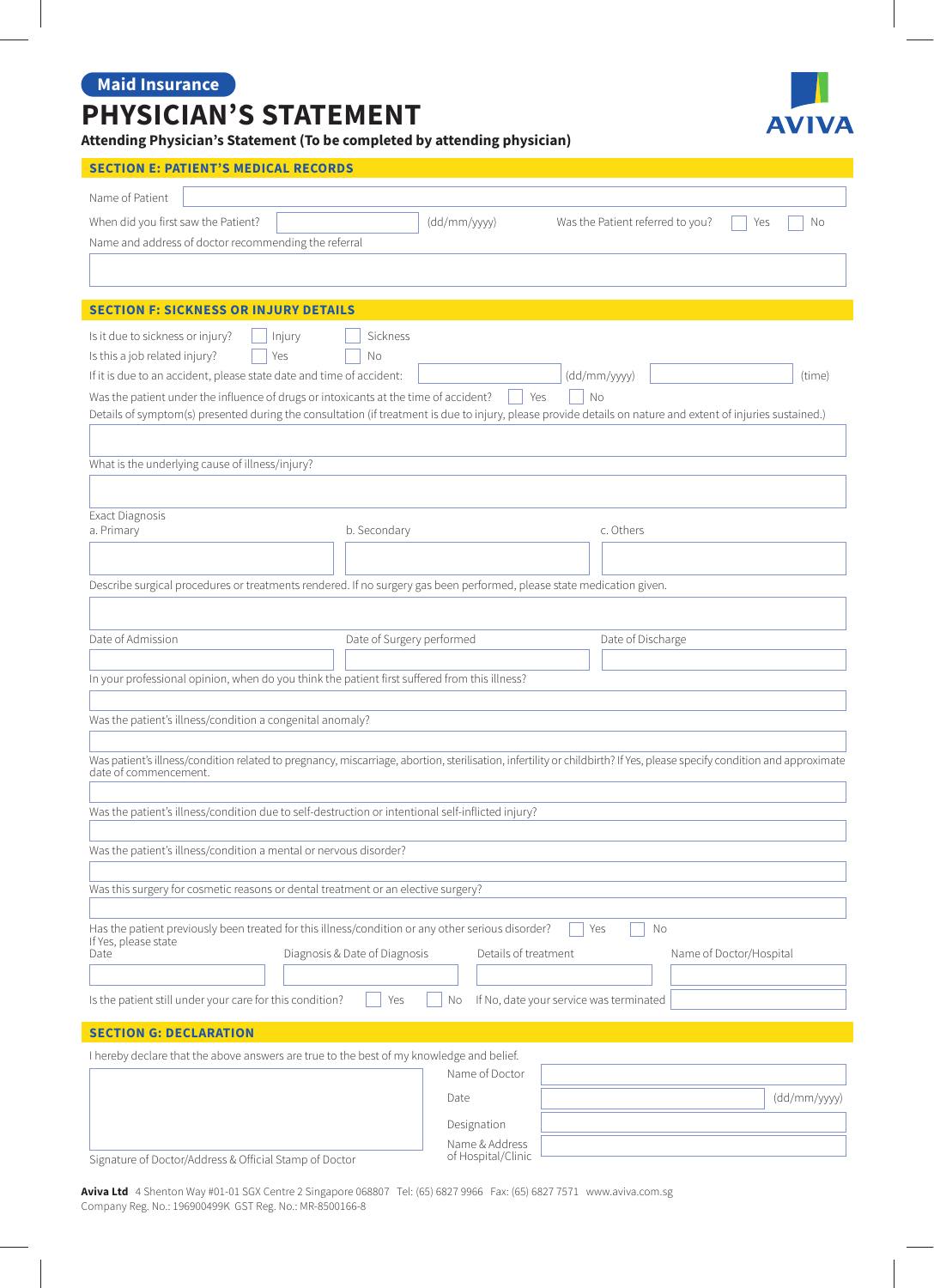Maid Insurance

# PHYSICIAN'S STATEMENT

**Attending Physician's Statement (To be completed by attending physician)**

AVIVA

## SECTION E: PATIENT'S MEDICAL RECORDS

Name of Patient

When did you first saw the Patient? (dd/mm/yyyy) Was the Patient referred to you? ☐ Yes ☐ No

Name and address of doctor recommending the referral

## SECTION F: SICKNESS OR INJURY DETAILS

Is it due to sickness or injury? ☐ Injury ☐ Sickness

Is this a job related injury? ☐ Yes ☐ No

If it is due to an accident, please state date and time of accident: (dd/mm/yyyy) (time)

Was the patient under the influence of drugs or intoxicants at the time of accident? ☐ Yes ☐ No

Details of symptom(s) presented during the consultation (if treatment is due to injury, please provide details on nature and extent of injuries sustained.)

What is the underlying cause of illness/injury?

Exact Diagnosis

a. Primary b. Secondary c. Others

Describe surgical procedures or treatments rendered. If no surgery gas been performed, please state medication given.

Date of Admission Date of Surgery performed Date of Discharge

In your professional opinion, when do you think the patient first suffered from this illness?

Was the patient's illness/condition a congenital anomaly?

Was patient's illness/condition related to pregnancy, miscarriage, abortion, sterilisation, infertility or childbirth? If Yes, please specify condition and approximate date of commencement.

Was the patient's illness/condition due to self-destruction or intentional self-inflicted injury?

Was the patient's illness/condition a mental or nervous disorder?

Was this surgery for cosmetic reasons or dental treatment or an elective surgery?

Has the patient previously been treated for this illness/condition or any other serious disorder? ☐ Yes ☐ No

If Yes, please state

| Date | Diagnosis & Date of Diagnosis | Details of treatment | Name of Doctor/Hospital |
|---|---|---|---|
| | | | |

Is the patient still under your care for this condition? ☐ Yes ☐ No If No, date your service was terminated

## SECTION G: DECLARATION

I hereby declare that the above answers are true to the best of my knowledge and belief.

Name of Doctor

Date (dd/mm/yyyy)

Designation

Name & Address of Hospital/Clinic

Signature of Doctor/Address & Official Stamp of Doctor

**Aviva Ltd** 4 Shenton Way #01-01 SGX Centre 2 Singapore 068807 Tel: (65) 6827 9966 Fax: (65) 6827 7571 www.aviva.com.sg
Company Reg. No.: 196900499K GST Reg. No.: MR-8500166-8